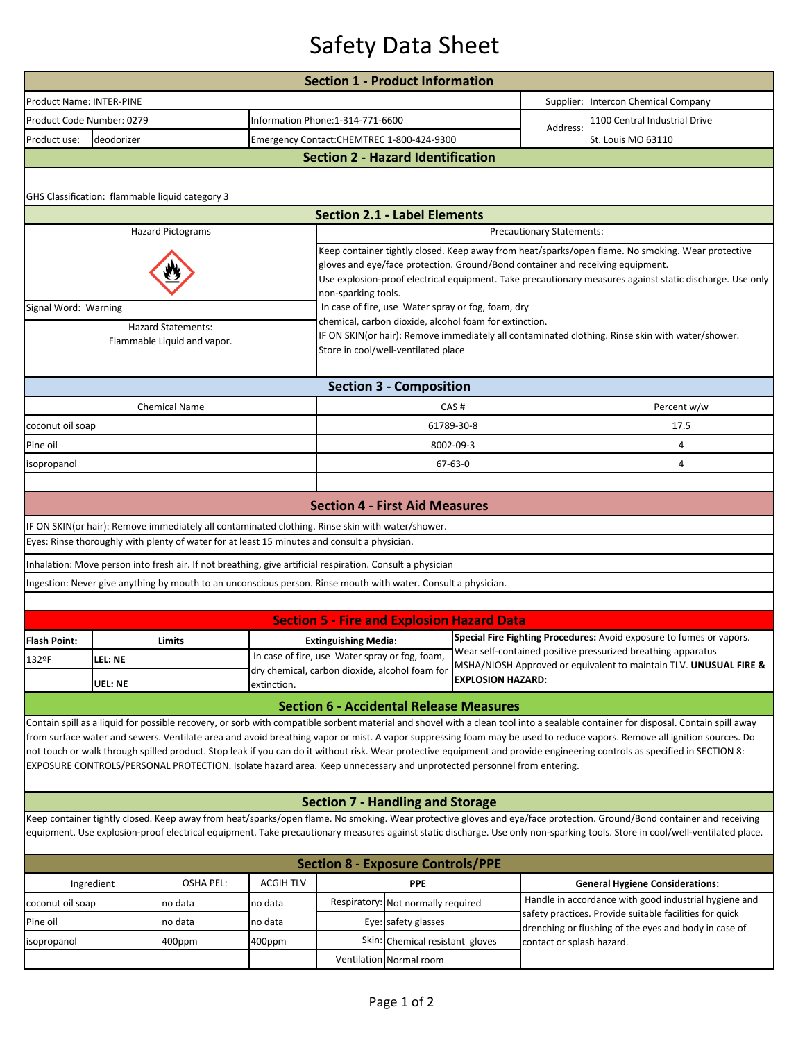# Safety Data Sheet

## Section 1 - Product Information

| | | | | |
|---|---|---|---|---|
| Product Name: INTER-PINE | | | Supplier: | Intercon Chemical Company |
| Product Code Number: 0279 | | Information Phone:1-314-771-6600 | Address: | 1100 Central Industrial Drive |
| Product use: | deodorizer | Emergency Contact:CHEMTREC 1-800-424-9300 | | St. Louis MO 63110 |

## Section 2 - Hazard Identification

GHS Classification: flammable liquid category 3

## Section 2.1 - Label Elements

| Hazard Pictograms | Precautionary Statements: |
|---|---|
| Signal Word: Warning | Keep container tightly closed. Keep away from heat/sparks/open flame. No smoking. Wear protective gloves and eye/face protection. Ground/Bond container and receiving equipment. Use explosion-proof electrical equipment. Take precautionary measures against static discharge. Use only non-sparking tools. In case of fire, use Water spray or fog, foam, dry chemical, carbon dioxide, alcohol foam for extinction. IF ON SKIN(or hair): Remove immediately all contaminated clothing. Rinse skin with water/shower. Store in cool/well-ventilated place |
| Hazard Statements: Flammable Liquid and vapor. | |

## Section 3 - Composition

| Chemical Name | CAS # | Percent w/w |
|---|---|---|
| coconut oil soap | 61789-30-8 | 17.5 |
| Pine oil | 8002-09-3 | 4 |
| isopropanol | 67-63-0 | 4 |

## Section 4 - First Aid Measures

IF ON SKIN(or hair): Remove immediately all contaminated clothing. Rinse skin with water/shower.

Eyes: Rinse thoroughly with plenty of water for at least 15 minutes and consult a physician.

Inhalation: Move person into fresh air. If not breathing, give artificial respiration. Consult a physician

Ingestion: Never give anything by mouth to an unconscious person. Rinse mouth with water. Consult a physician.

## Section 5 - Fire and Explosion Hazard Data

| Flash Point: | Limits | Extinguishing Media: | Special Fire Fighting Procedures: |
|---|---|---|---|
| 132ºF | **LEL: NE** | In case of fire, use Water spray or fog, foam, dry chemical, carbon dioxide, alcohol foam for extinction. | Avoid exposure to fumes or vapors. Wear self-contained positive pressurized breathing apparatus MSHA/NIOSH Approved or equivalent to maintain TLV. **UNUSUAL FIRE & EXPLOSION HAZARD:** |
| | **UEL: NE** | | |

## Section 6 - Accidental Release Measures

Contain spill as a liquid for possible recovery, or sorb with compatible sorbent material and shovel with a clean tool into a sealable container for disposal. Contain spill away from surface water and sewers. Ventilate area and avoid breathing vapor or mist. A vapor suppressing foam may be used to reduce vapors. Remove all ignition sources. Do not touch or walk through spilled product. Stop leak if you can do it without risk. Wear protective equipment and provide engineering controls as specified in SECTION 8: EXPOSURE CONTROLS/PERSONAL PROTECTION. Isolate hazard area. Keep unnecessary and unprotected personnel from entering.

## Section 7 - Handling and Storage

Keep container tightly closed. Keep away from heat/sparks/open flame. No smoking. Wear protective gloves and eye/face protection. Ground/Bond container and receiving equipment. Use explosion-proof electrical equipment. Take precautionary measures against static discharge. Use only non-sparking tools. Store in cool/well-ventilated place.

## Section 8 - Exposure Controls/PPE

| Ingredient | OSHA PEL: | ACGIH TLV | PPE | | General Hygiene Considerations: |
|---|---|---|---|---|---|
| coconut oil soap | no data | no data | Respiratory: | Not normally required | Handle in accordance with good industrial hygiene and safety practices. Provide suitable facilities for quick drenching or flushing of the eyes and body in case of contact or splash hazard. |
| Pine oil | no data | no data | Eye: | safety glasses | |
| isopropanol | 400ppm | 400ppm | Skin: | Chemical resistant gloves | |
| | | | Ventilation | Normal room | |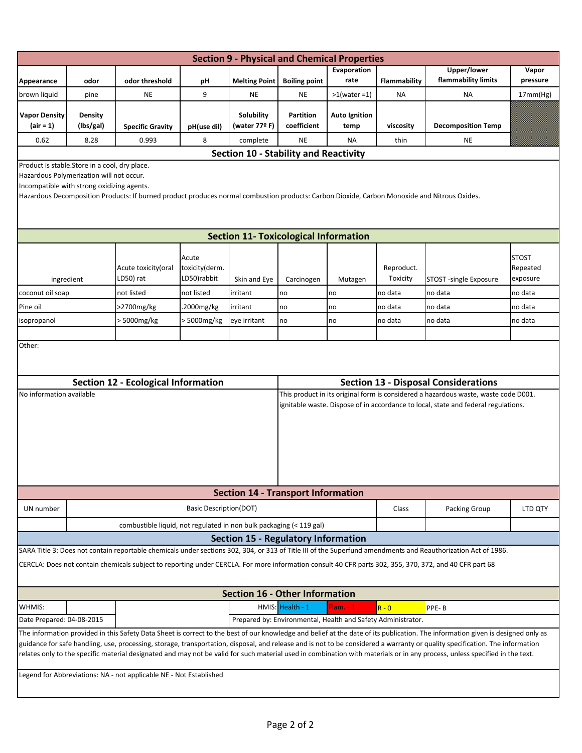## Section 9 - Physical and Chemical Properties

| Appearance | odor | odor threshold | pH | Melting Point | Boiling point | Evaporation rate | Flammability | Upper/lower flammability limits | Vapor pressure |
|---|---|---|---|---|---|---|---|---|---|
| brown liquid | pine | NE | 9 | NE | NE | >1(water =1) | NA | NA | 17mm(Hg) |
| **Vapor Density (air = 1)** | **Density (lbs/gal)** | **Specific Gravity** | **pH(use dil)** | **Solubility (water 77º F)** | **Partition coefficient** | **Auto Ignition temp** | **viscosity** | **Decomposition Temp** | |
| 0.62 | 8.28 | 0.993 | 8 | complete | NE | NA | thin | NE | |

## Section 10 - Stability and Reactivity

Product is stable.Store in a cool, dry place.
Hazardous Polymerization will not occur.
Incompatible with strong oxidizing agents.
Hazardous Decomposition Products: If burned product produces normal combustion products: Carbon Dioxide, Carbon Monoxide and Nitrous Oxides.

## Section 11- Toxicological Information

| ingredient | Acute toxicity(oral LD50) rat | Acute toxicity(derm. LD50)rabbit | Skin and Eye | Carcinogen | Mutagen | Reproduct. Toxicity | STOST -single Exposure | STOST Repeated exposure |
|---|---|---|---|---|---|---|---|---|
| coconut oil soap | not listed | not listed | irritant | no | no | no data | no data | no data |
| Pine oil | >2700mg/kg | .2000mg/kg | irritant | no | no | no data | no data | no data |
| isopropanol | > 5000mg/kg | > 5000mg/kg | eye irritant | no | no | no data | no data | no data |
| | | | | | | | | |

Other:

## Section 12 - Ecological Information

No information available

## Section 13 - Disposal Considerations

This product in its original form is considered a hazardous waste, waste code D001. ignitable waste. Dispose of in accordance to local, state and federal regulations.

## Section 14 - Transport Information

| UN number | Basic Description(DOT) | Class | Packing Group | LTD QTY |
|---|---|---|---|---|
| | combustible liquid, not regulated in non bulk packaging (< 119 gal) | | | |

## Section 15 - Regulatory Information

SARA Title 3: Does not contain reportable chemicals under sections 302, 304, or 313 of Title III of the Superfund amendments and Reauthorization Act of 1986.

CERCLA: Does not contain chemicals subject to reporting under CERCLA. For more information consult 40 CFR parts 302, 355, 370, 372, and 40 CFR part 68

## Section 16 - Other Information

| | | | | | | |
|---|---|---|---|---|---|---|
| WHMIS: | | HMIS: | Health - 1 | Flam. - 1 | R - 0 | PPE- B |
| Date Prepared: 04-08-2015 | | Prepared by: Environmental, Health and Safety Administrator. | | | | |

The information provided in this Safety Data Sheet is correct to the best of our knowledge and belief at the date of its publication. The information given is designed only as guidance for safe handling, use, processing, storage, transportation, disposal, and release and is not to be considered a warranty or quality specification. The information relates only to the specific material designated and may not be valid for such material used in combination with materials or in any process, unless specified in the text.

Legend for Abbreviations: NA - not applicable NE - Not Established